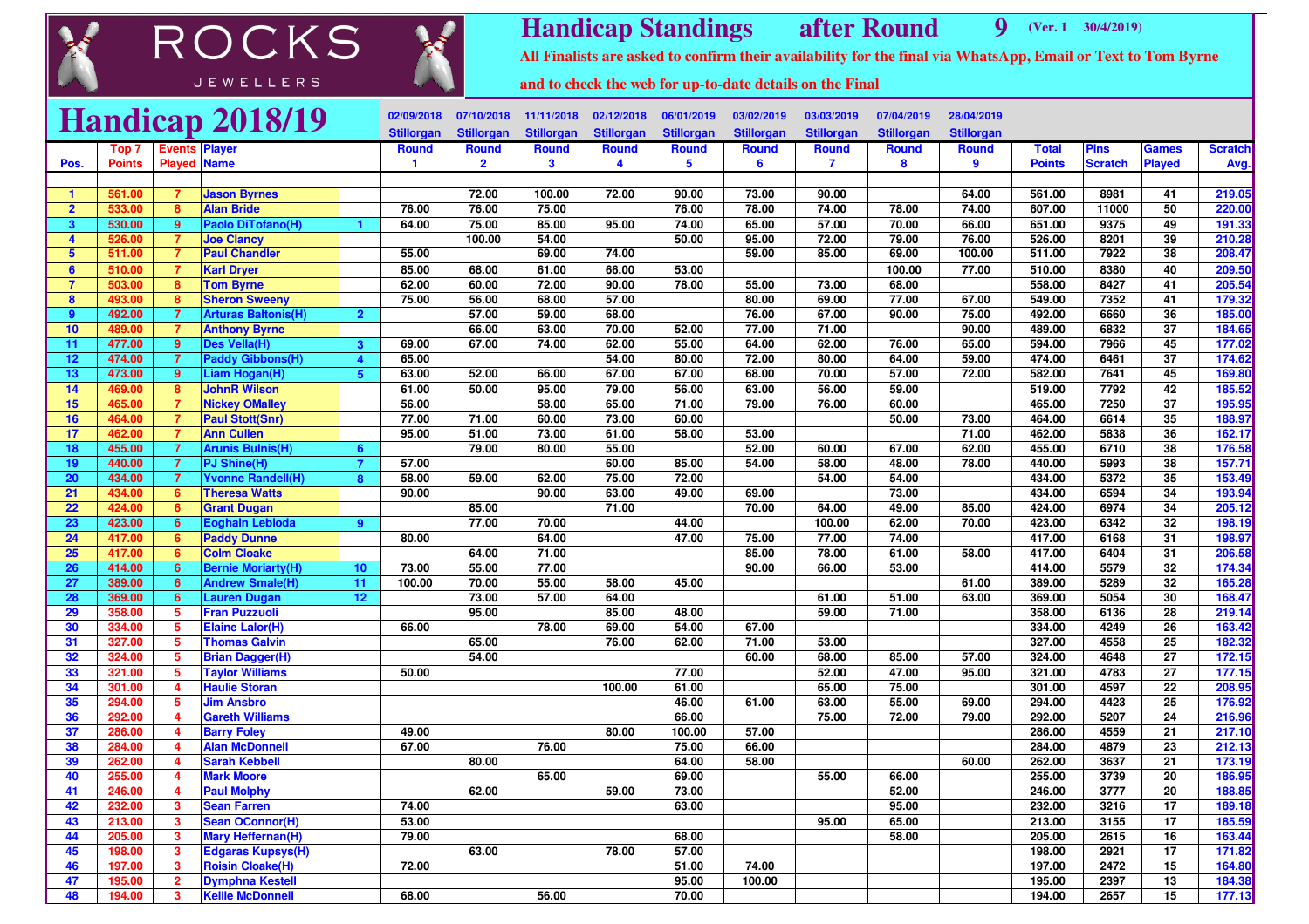# ROCKS JEWELLERS

## Handicap Standings after Round 9 (Ver. 1 30/4/2019)

**All Finalists are asked to confirm their availability for the final via WhatsApp, Email or Text to Tom Byrne and to check the web for up-to-date details on the Final**

# Handicap 2018/19

| Pos. | Top 7 Points | Events Played | Player Name | | Round 1 02/09/2018 Stillorgan | Round 2 07/10/2018 Stillorgan | Round 3 11/11/2018 Stillorgan | Round 4 02/12/2018 Stillorgan | Round 5 06/01/2019 Stillorgan | Round 6 03/02/2019 Stillorgan | Round 7 03/03/2019 Stillorgan | Round 8 07/04/2019 Stillorgan | Round 9 28/04/2019 Stillorgan | Total Points | Pins Scratch | Games Played | Scratch Avg. |
|---|---|---|---|---|---|---|---|---|---|---|---|---|---|---|---|---|---|
| 1 | 561.00 | 7 | Jason Byrnes | | | 72.00 | 100.00 | 72.00 | 90.00 | 73.00 | 90.00 | | 64.00 | 561.00 | 8981 | 41 | 219.05 |
| 2 | 533.00 | 8 | Alan Bride | | 76.00 | 76.00 | 75.00 | | 76.00 | 78.00 | 74.00 | 78.00 | 74.00 | 607.00 | 11000 | 50 | 220.00 |
| 3 | 530.00 | 9 | Paolo DiTofano(H) | 1 | 64.00 | 75.00 | 85.00 | 95.00 | 74.00 | 65.00 | 57.00 | 70.00 | 66.00 | 651.00 | 9375 | 49 | 191.33 |
| 4 | 526.00 | 7 | Joe Clancy | | | 100.00 | 54.00 | | 50.00 | 95.00 | 72.00 | 79.00 | 76.00 | 526.00 | 8201 | 39 | 210.28 |
| 5 | 511.00 | 7 | Paul Chandler | | 55.00 | | 69.00 | 74.00 | | 59.00 | 85.00 | 69.00 | 100.00 | 511.00 | 7922 | 38 | 208.47 |
| 6 | 510.00 | 7 | Karl Dryer | | 85.00 | 68.00 | 61.00 | 66.00 | 53.00 | | | 100.00 | 77.00 | 510.00 | 8380 | 40 | 209.50 |
| 7 | 503.00 | 8 | Tom Byrne | | 62.00 | 60.00 | 72.00 | 90.00 | 78.00 | 55.00 | 73.00 | 68.00 | | 558.00 | 8427 | 41 | 205.54 |
| 8 | 493.00 | 8 | Sheron Sweeny | | 75.00 | 56.00 | 68.00 | 57.00 | | 80.00 | 69.00 | 77.00 | 67.00 | 549.00 | 7352 | 41 | 179.32 |
| 9 | 492.00 | 7 | Arturas Baltonis(H) | 2 | | 57.00 | 59.00 | 68.00 | | 76.00 | 67.00 | 90.00 | 75.00 | 492.00 | 6660 | 36 | 185.00 |
| 10 | 489.00 | 7 | Anthony Byrne | | | 66.00 | 63.00 | 70.00 | 52.00 | 77.00 | 71.00 | | 90.00 | 489.00 | 6832 | 37 | 184.65 |
| 11 | 477.00 | 9 | Des Vella(H) | 3 | 69.00 | 67.00 | 74.00 | 62.00 | 55.00 | 64.00 | 62.00 | 76.00 | 65.00 | 594.00 | 7966 | 45 | 177.02 |
| 12 | 474.00 | 7 | Paddy Gibbons(H) | 4 | 65.00 | | | 54.00 | 80.00 | 72.00 | 80.00 | 64.00 | 59.00 | 474.00 | 6461 | 37 | 174.62 |
| 13 | 473.00 | 9 | Liam Hogan(H) | 5 | 63.00 | 52.00 | 66.00 | 67.00 | 67.00 | 68.00 | 70.00 | 57.00 | 72.00 | 582.00 | 7641 | 45 | 169.80 |
| 14 | 469.00 | 8 | JohnR Wilson | | 61.00 | 50.00 | 95.00 | 79.00 | 56.00 | 63.00 | 56.00 | 59.00 | | 519.00 | 7792 | 42 | 185.52 |
| 15 | 465.00 | 7 | Nickey OMalley | | 56.00 | | 58.00 | 65.00 | 71.00 | 79.00 | 76.00 | 60.00 | | 465.00 | 7250 | 37 | 195.95 |
| 16 | 464.00 | 7 | Paul Stott(Snr) | | 77.00 | 71.00 | 60.00 | 73.00 | 60.00 | | | 50.00 | 73.00 | 464.00 | 6614 | 35 | 188.97 |
| 17 | 462.00 | 7 | Ann Cullen | | 95.00 | 51.00 | 73.00 | 61.00 | 58.00 | 53.00 | | | 71.00 | 462.00 | 5838 | 36 | 162.17 |
| 18 | 455.00 | 7 | Arunis Bulnis(H) | 6 | | 79.00 | 80.00 | 55.00 | | 52.00 | 60.00 | 67.00 | 62.00 | 455.00 | 6710 | 38 | 176.58 |
| 19 | 440.00 | 7 | PJ Shine(H) | 7 | 57.00 | | | 60.00 | 85.00 | 54.00 | 58.00 | 48.00 | 78.00 | 440.00 | 5993 | 38 | 157.71 |
| 20 | 434.00 | 7 | Yvonne Randell(H) | 8 | 58.00 | 59.00 | 62.00 | 75.00 | 72.00 | | 54.00 | 54.00 | | 434.00 | 5372 | 35 | 153.49 |
| 21 | 434.00 | 6 | Theresa Watts | | 90.00 | | 90.00 | 63.00 | 49.00 | 69.00 | | 73.00 | | 434.00 | 6594 | 34 | 193.94 |
| 22 | 424.00 | 6 | Grant Dugan | | | 85.00 | | 71.00 | | 70.00 | 64.00 | 49.00 | 85.00 | 424.00 | 6974 | 34 | 205.12 |
| 23 | 423.00 | 6 | Eoghain Lebioda | 9 | | 77.00 | 70.00 | | 44.00 | | 100.00 | 62.00 | 70.00 | 423.00 | 6342 | 32 | 198.19 |
| 24 | 417.00 | 6 | Paddy Dunne | | 80.00 | | 64.00 | | 47.00 | 75.00 | 77.00 | 74.00 | | 417.00 | 6168 | 31 | 198.97 |
| 25 | 417.00 | 6 | Colm Cloake | | | 64.00 | 71.00 | | | 85.00 | 78.00 | 61.00 | 58.00 | 417.00 | 6404 | 31 | 206.58 |
| 26 | 414.00 | 6 | Bernie Moriarty(H) | 10 | 73.00 | 55.00 | 77.00 | | | 90.00 | 66.00 | 53.00 | | 414.00 | 5579 | 32 | 174.34 |
| 27 | 389.00 | 6 | Andrew Smale(H) | 11 | 100.00 | 70.00 | 55.00 | 58.00 | 45.00 | | | | 61.00 | 389.00 | 5289 | 32 | 165.28 |
| 28 | 369.00 | 6 | Lauren Dugan | 12 | | 73.00 | 57.00 | 64.00 | | | 61.00 | 51.00 | 63.00 | 369.00 | 5054 | 30 | 168.47 |
| 29 | 358.00 | 5 | Fran Puzzuoli | | | 95.00 | | 85.00 | 48.00 | | 59.00 | 71.00 | | 358.00 | 6136 | 28 | 219.14 |
| 30 | 334.00 | 5 | Elaine Lalor(H) | | 66.00 | | 78.00 | 69.00 | 54.00 | 67.00 | | | | 334.00 | 4249 | 26 | 163.42 |
| 31 | 327.00 | 5 | Thomas Galvin | | | 65.00 | | 76.00 | 62.00 | 71.00 | 53.00 | | | 327.00 | 4558 | 25 | 182.32 |
| 32 | 324.00 | 5 | Brian Dagger(H) | | | 54.00 | | | | 60.00 | 68.00 | 85.00 | 57.00 | 324.00 | 4648 | 27 | 172.15 |
| 33 | 321.00 | 5 | Taylor Williams | | 50.00 | | | | 77.00 | | 52.00 | 47.00 | 95.00 | 321.00 | 4783 | 27 | 177.15 |
| 34 | 301.00 | 4 | Haulie Storan | | | | | 100.00 | 61.00 | | 65.00 | 75.00 | | 301.00 | 4597 | 22 | 208.95 |
| 35 | 294.00 | 5 | Jim Ansbro | | | | | | 46.00 | 61.00 | 63.00 | 55.00 | 69.00 | 294.00 | 4423 | 25 | 176.92 |
| 36 | 292.00 | 4 | Gareth Williams | | | | | | 66.00 | | 75.00 | 72.00 | 79.00 | 292.00 | 5207 | 24 | 216.96 |
| 37 | 286.00 | 4 | Barry Foley | | 49.00 | | | 80.00 | 100.00 | 57.00 | | | | 286.00 | 4559 | 21 | 217.10 |
| 38 | 284.00 | 4 | Alan McDonnell | | 67.00 | | 76.00 | | 75.00 | 66.00 | | | | 284.00 | 4879 | 23 | 212.13 |
| 39 | 262.00 | 4 | Sarah Kebbell | | | 80.00 | | | 64.00 | 58.00 | | | 60.00 | 262.00 | 3637 | 21 | 173.19 |
| 40 | 255.00 | 4 | Mark Moore | | | | 65.00 | | 69.00 | | 55.00 | 66.00 | | 255.00 | 3739 | 20 | 186.95 |
| 41 | 246.00 | 4 | Paul Molphy | | | 62.00 | | 59.00 | 73.00 | | | 52.00 | | 246.00 | 3777 | 20 | 188.85 |
| 42 | 232.00 | 3 | Sean Farren | | 74.00 | | | | 63.00 | | | 95.00 | | 232.00 | 3216 | 17 | 189.18 |
| 43 | 213.00 | 3 | Sean OConnor(H) | | 53.00 | | | | | | 95.00 | 65.00 | | 213.00 | 3155 | 17 | 185.59 |
| 44 | 205.00 | 3 | Mary Heffernan(H) | | 79.00 | | | | 68.00 | | | 58.00 | | 205.00 | 2615 | 16 | 163.44 |
| 45 | 198.00 | 3 | Edgaras Kupsys(H) | | | 63.00 | | 78.00 | 57.00 | | | | | 198.00 | 2921 | 17 | 171.82 |
| 46 | 197.00 | 3 | Roisin Cloake(H) | | 72.00 | | | | 51.00 | 74.00 | | | | 197.00 | 2472 | 15 | 164.80 |
| 47 | 195.00 | 2 | Dymphna Kestell | | | | | | 95.00 | 100.00 | | | | 195.00 | 2397 | 13 | 184.38 |
| 48 | 194.00 | 3 | Kellie McDonnell | | 68.00 | | 56.00 | | 70.00 | | | | | 194.00 | 2657 | 15 | 177.13 |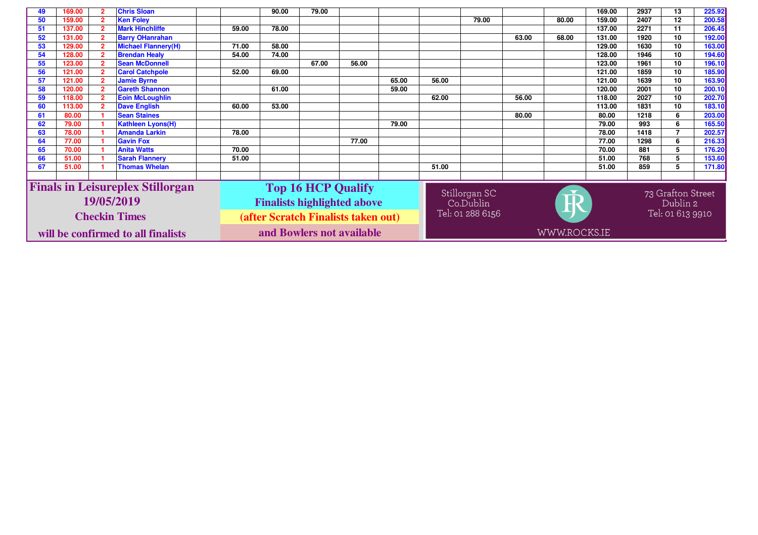| | | | | | | | | | | | | | | | | | |
|---|---|---|---|---|---|---|---|---|---|---|---|---|---|---|---|---|---|
| 49 | 169.00 | 2 | Chris Sloan | | | 90.00 | 79.00 | | | | | | | 169.00 | 2937 | 13 | 225.92 |
| 50 | 159.00 | 2 | Ken Foley | | | | | | | | 79.00 | | 80.00 | 159.00 | 2407 | 12 | 200.58 |
| 51 | 137.00 | 2 | Mark Hinchliffe | | 59.00 | 78.00 | | | | | | | | 137.00 | 2271 | 11 | 206.45 |
| 52 | 131.00 | 2 | Barry OHanrahan | | | | | | | | | 63.00 | 68.00 | 131.00 | 1920 | 10 | 192.00 |
| 53 | 129.00 | 2 | Michael Flannery(H) | | 71.00 | 58.00 | | | | | | | | 129.00 | 1630 | 10 | 163.00 |
| 54 | 128.00 | 2 | Brendan Healy | | 54.00 | 74.00 | | | | | | | | 128.00 | 1946 | 10 | 194.60 |
| 55 | 123.00 | 2 | Sean McDonnell | | | | 67.00 | 56.00 | | | | | | 123.00 | 1961 | 10 | 196.10 |
| 56 | 121.00 | 2 | Carol Catchpole | | 52.00 | 69.00 | | | | | | | | 121.00 | 1859 | 10 | 185.90 |
| 57 | 121.00 | 2 | Jamie Byrne | | | | | | 65.00 | 56.00 | | | | 121.00 | 1639 | 10 | 163.90 |
| 58 | 120.00 | 2 | Gareth Shannon | | | 61.00 | | | 59.00 | | | | | 120.00 | 2001 | 10 | 200.10 |
| 59 | 118.00 | 2 | Eoin McLoughlin | | | | | | | 62.00 | | 56.00 | | 118.00 | 2027 | 10 | 202.70 |
| 60 | 113.00 | 2 | Dave English | | 60.00 | 53.00 | | | | | | | | 113.00 | 1831 | 10 | 183.10 |
| 61 | 80.00 | 1 | Sean Staines | | | | | | | | | 80.00 | | 80.00 | 1218 | 6 | 203.00 |
| 62 | 79.00 | 1 | Kathleen Lyons(H) | | | | | | 79.00 | | | | | 79.00 | 993 | 6 | 165.50 |
| 63 | 78.00 | 1 | Amanda Larkin | | 78.00 | | | | | | | | | 78.00 | 1418 | 7 | 202.57 |
| 64 | 77.00 | 1 | Gavin Fox | | | | | 77.00 | | | | | | 77.00 | 1298 | 6 | 216.33 |
| 65 | 70.00 | 1 | Anita Watts | | 70.00 | | | | | | | | | 70.00 | 881 | 5 | 176.20 |
| 66 | 51.00 | 1 | Sarah Flannery | | 51.00 | | | | | | | | | 51.00 | 768 | 5 | 153.60 |
| 67 | 51.00 | 1 | Thomas Whelan | | | | | | | 51.00 | | | | 51.00 | 859 | 5 | 171.80 |

**Finals in Leisureplex Stillorgan**
**19/05/2019**
**Checkin Times**
**will be confirmed to all finalists**

**Top 16 HCP Qualify**
**Finalists highlighted above**
**(after Scratch Finalists taken out)**
**and Bowlers not available**

Stillorgan SC
Co.Dublin
Tel: 01 288 6156

73 Grafton Street
Dublin 2
Tel: 01 613 9910

WWW.ROCKS.IE